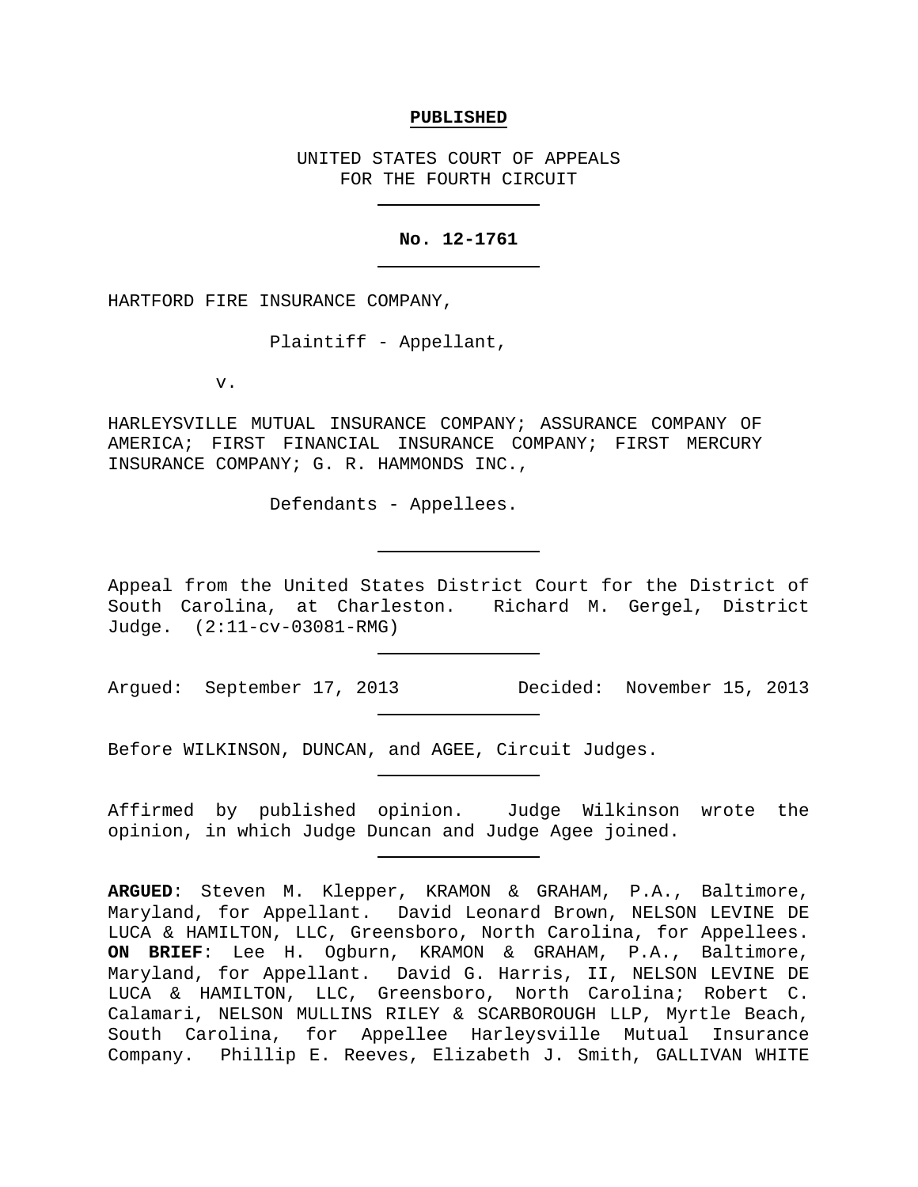**PUBLISHED**

UNITED STATES COURT OF APPEALS
FOR THE FOURTH CIRCUIT

---

**No. 12-1761**

---

HARTFORD FIRE INSURANCE COMPANY,

Plaintiff - Appellant,

v.

HARLEYSVILLE MUTUAL INSURANCE COMPANY; ASSURANCE COMPANY OF AMERICA; FIRST FINANCIAL INSURANCE COMPANY; FIRST MERCURY INSURANCE COMPANY; G. R. HAMMONDS INC.,

Defendants - Appellees.

---

Appeal from the United States District Court for the District of South Carolina, at Charleston. Richard M. Gergel, District Judge. (2:11-cv-03081-RMG)

---

Argued: September 17, 2013 Decided: November 15, 2013

---

Before WILKINSON, DUNCAN, and AGEE, Circuit Judges.

---

Affirmed by published opinion. Judge Wilkinson wrote the opinion, in which Judge Duncan and Judge Agee joined.

---

**ARGUED**: Steven M. Klepper, KRAMON & GRAHAM, P.A., Baltimore, Maryland, for Appellant. David Leonard Brown, NELSON LEVINE DE LUCA & HAMILTON, LLC, Greensboro, North Carolina, for Appellees. **ON BRIEF**: Lee H. Ogburn, KRAMON & GRAHAM, P.A., Baltimore, Maryland, for Appellant. David G. Harris, II, NELSON LEVINE DE LUCA & HAMILTON, LLC, Greensboro, North Carolina; Robert C. Calamari, NELSON MULLINS RILEY & SCARBOROUGH LLP, Myrtle Beach, South Carolina, for Appellee Harleysville Mutual Insurance Company. Phillip E. Reeves, Elizabeth J. Smith, GALLIVAN WHITE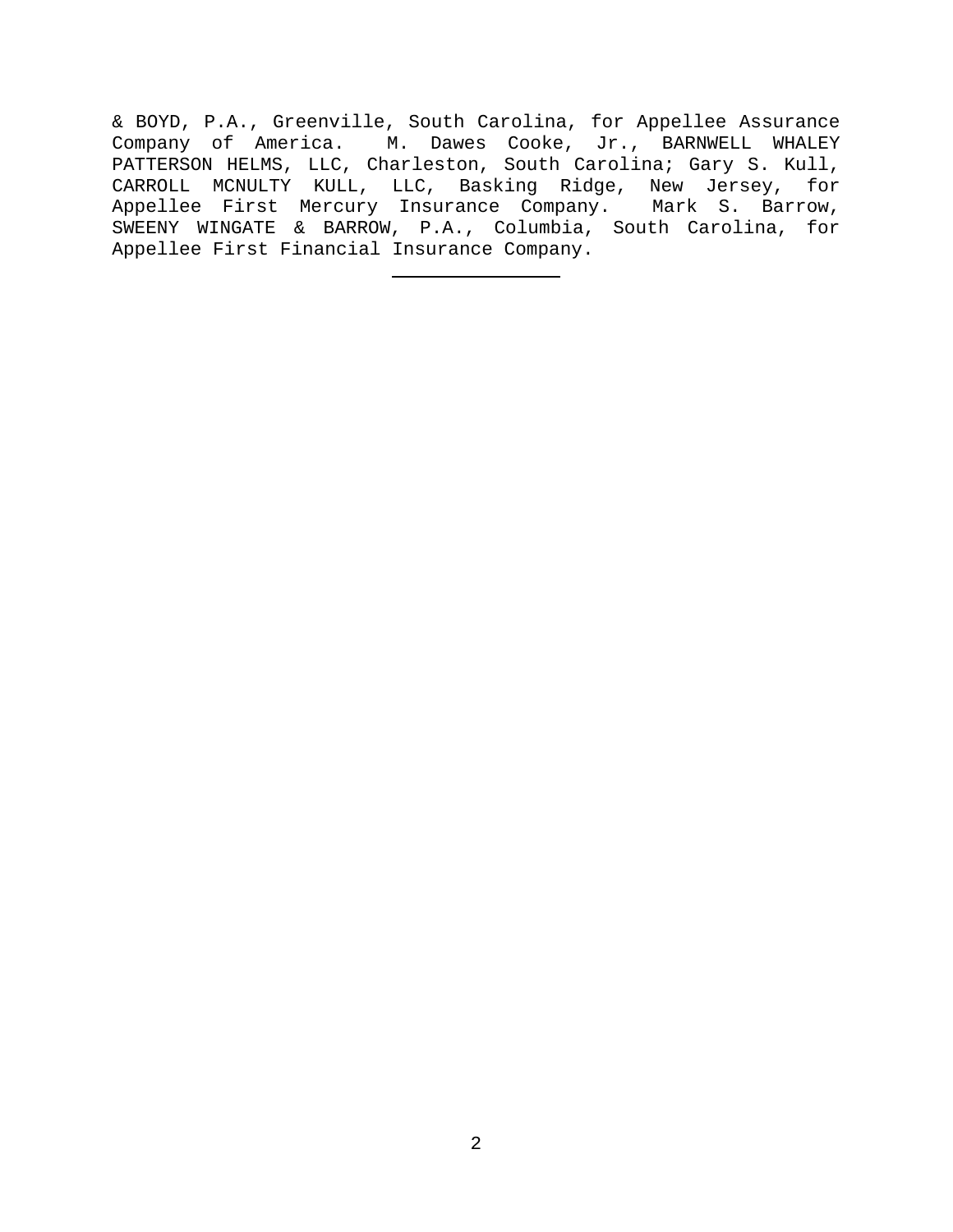& BOYD, P.A., Greenville, South Carolina, for Appellee Assurance Company of America. M. Dawes Cooke, Jr., BARNWELL WHALEY PATTERSON HELMS, LLC, Charleston, South Carolina; Gary S. Kull, CARROLL MCNULTY KULL, LLC, Basking Ridge, New Jersey, for Appellee First Mercury Insurance Company. Mark S. Barrow, SWEENY WINGATE & BARROW, P.A., Columbia, South Carolina, for Appellee First Financial Insurance Company.

---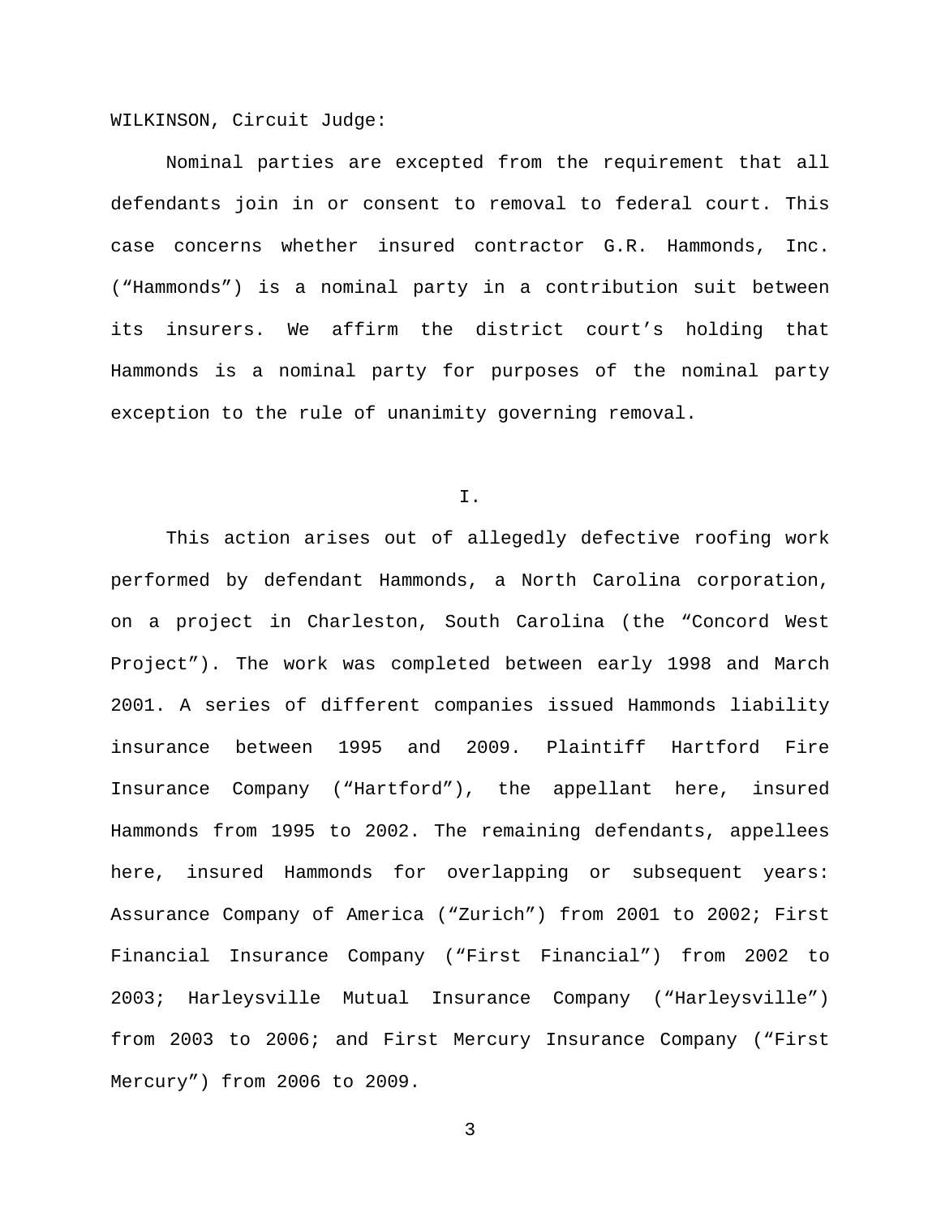WILKINSON, Circuit Judge:

Nominal parties are excepted from the requirement that all defendants join in or consent to removal to federal court. This case concerns whether insured contractor G.R. Hammonds, Inc. ("Hammonds") is a nominal party in a contribution suit between its insurers. We affirm the district court's holding that Hammonds is a nominal party for purposes of the nominal party exception to the rule of unanimity governing removal.

## I.

This action arises out of allegedly defective roofing work performed by defendant Hammonds, a North Carolina corporation, on a project in Charleston, South Carolina (the "Concord West Project"). The work was completed between early 1998 and March 2001. A series of different companies issued Hammonds liability insurance between 1995 and 2009. Plaintiff Hartford Fire Insurance Company ("Hartford"), the appellant here, insured Hammonds from 1995 to 2002. The remaining defendants, appellees here, insured Hammonds for overlapping or subsequent years: Assurance Company of America ("Zurich") from 2001 to 2002; First Financial Insurance Company ("First Financial") from 2002 to 2003; Harleysville Mutual Insurance Company ("Harleysville") from 2003 to 2006; and First Mercury Insurance Company ("First Mercury") from 2006 to 2009.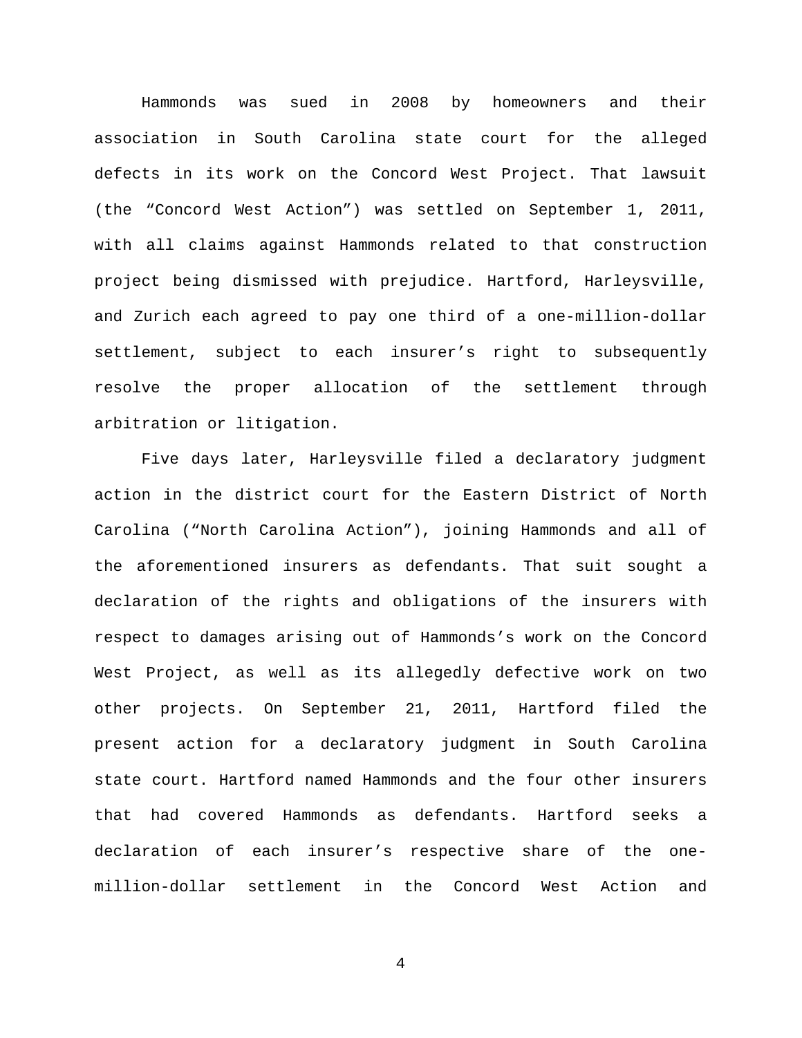Hammonds was sued in 2008 by homeowners and their association in South Carolina state court for the alleged defects in its work on the Concord West Project. That lawsuit (the "Concord West Action") was settled on September 1, 2011, with all claims against Hammonds related to that construction project being dismissed with prejudice. Hartford, Harleysville, and Zurich each agreed to pay one third of a one-million-dollar settlement, subject to each insurer's right to subsequently resolve the proper allocation of the settlement through arbitration or litigation.

Five days later, Harleysville filed a declaratory judgment action in the district court for the Eastern District of North Carolina ("North Carolina Action"), joining Hammonds and all of the aforementioned insurers as defendants. That suit sought a declaration of the rights and obligations of the insurers with respect to damages arising out of Hammonds's work on the Concord West Project, as well as its allegedly defective work on two other projects. On September 21, 2011, Hartford filed the present action for a declaratory judgment in South Carolina state court. Hartford named Hammonds and the four other insurers that had covered Hammonds as defendants. Hartford seeks a declaration of each insurer's respective share of the one-million-dollar settlement in the Concord West Action and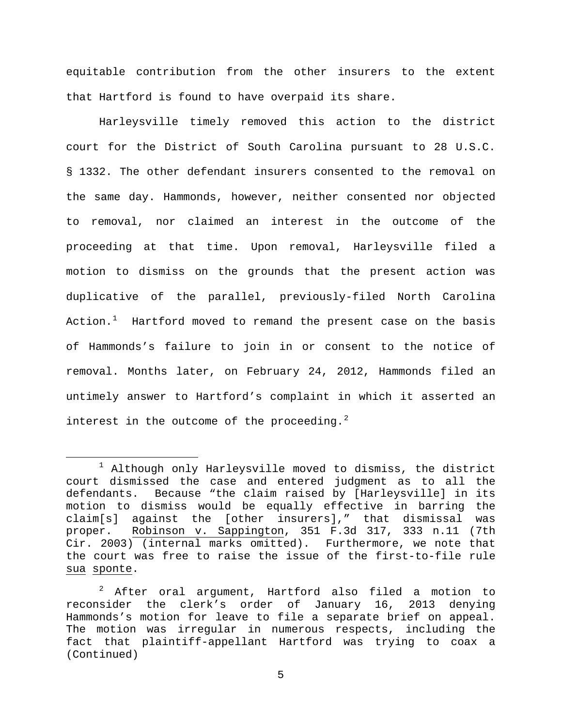equitable contribution from the other insurers to the extent that Hartford is found to have overpaid its share.

Harleysville timely removed this action to the district court for the District of South Carolina pursuant to 28 U.S.C. § 1332. The other defendant insurers consented to the removal on the same day. Hammonds, however, neither consented nor objected to removal, nor claimed an interest in the outcome of the proceeding at that time. Upon removal, Harleysville filed a motion to dismiss on the grounds that the present action was duplicative of the parallel, previously-filed North Carolina Action.[1] Hartford moved to remand the present case on the basis of Hammonds's failure to join in or consent to the notice of removal. Months later, on February 24, 2012, Hammonds filed an untimely answer to Hartford's complaint in which it asserted an interest in the outcome of the proceeding.[2]

---

[1] Although only Harleysville moved to dismiss, the district court dismissed the case and entered judgment as to all the defendants. Because "the claim raised by [Harleysville] in its motion to dismiss would be equally effective in barring the claim[s] against the [other insurers]," that dismissal was proper. Robinson v. Sappington, 351 F.3d 317, 333 n.11 (7th Cir. 2003) (internal marks omitted). Furthermore, we note that the court was free to raise the issue of the first-to-file rule *sua sponte*.

[2] After oral argument, Hartford also filed a motion to reconsider the clerk's order of January 16, 2013 denying Hammonds's motion for leave to file a separate brief on appeal. The motion was irregular in numerous respects, including the fact that plaintiff-appellant Hartford was trying to coax a (Continued)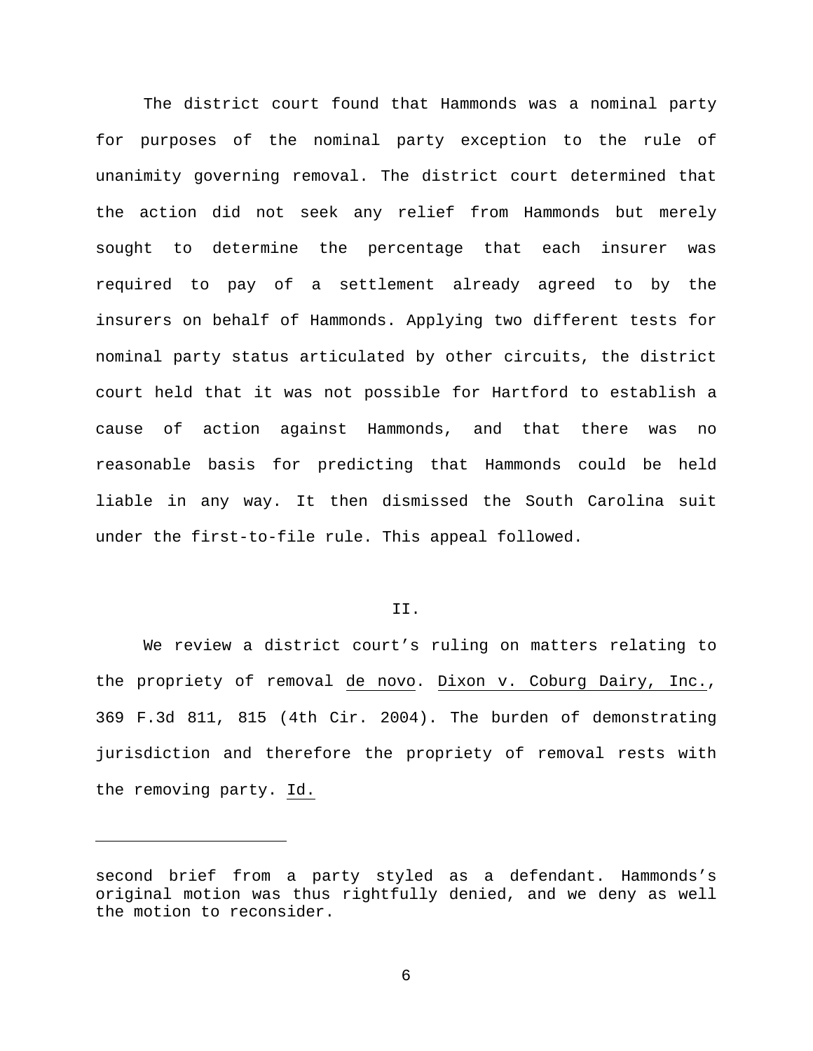The district court found that Hammonds was a nominal party for purposes of the nominal party exception to the rule of unanimity governing removal. The district court determined that the action did not seek any relief from Hammonds but merely sought to determine the percentage that each insurer was required to pay of a settlement already agreed to by the insurers on behalf of Hammonds. Applying two different tests for nominal party status articulated by other circuits, the district court held that it was not possible for Hartford to establish a cause of action against Hammonds, and that there was no reasonable basis for predicting that Hammonds could be held liable in any way. It then dismissed the South Carolina suit under the first-to-file rule. This appeal followed.

## II.

We review a district court's ruling on matters relating to the propriety of removal _de novo_. _Dixon v. Coburg Dairy, Inc._, 369 F.3d 811, 815 (4th Cir. 2004). The burden of demonstrating jurisdiction and therefore the propriety of removal rests with the removing party. _Id._

---

second brief from a party styled as a defendant. Hammonds's original motion was thus rightfully denied, and we deny as well the motion to reconsider.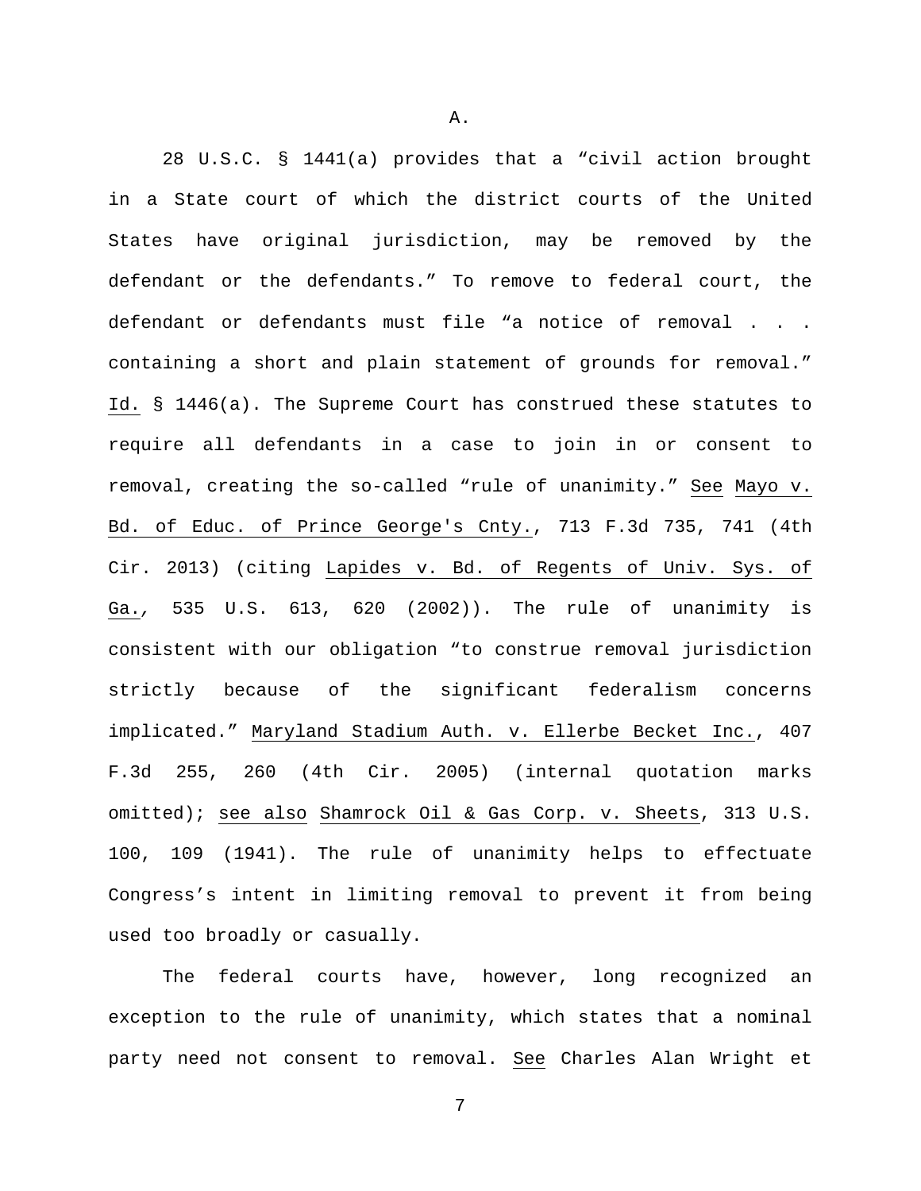### A.

28 U.S.C. § 1441(a) provides that a "civil action brought in a State court of which the district courts of the United States have original jurisdiction, may be removed by the defendant or the defendants." To remove to federal court, the defendant or defendants must file "a notice of removal . . . containing a short and plain statement of grounds for removal." Id. § 1446(a). The Supreme Court has construed these statutes to require all defendants in a case to join in or consent to removal, creating the so-called "rule of unanimity." See Mayo v. Bd. of Educ. of Prince George's Cnty., 713 F.3d 735, 741 (4th Cir. 2013) (citing Lapides v. Bd. of Regents of Univ. Sys. of Ga., 535 U.S. 613, 620 (2002)). The rule of unanimity is consistent with our obligation "to construe removal jurisdiction strictly because of the significant federalism concerns implicated." Maryland Stadium Auth. v. Ellerbe Becket Inc., 407 F.3d 255, 260 (4th Cir. 2005) (internal quotation marks omitted); see also Shamrock Oil & Gas Corp. v. Sheets, 313 U.S. 100, 109 (1941). The rule of unanimity helps to effectuate Congress's intent in limiting removal to prevent it from being used too broadly or casually.

The federal courts have, however, long recognized an exception to the rule of unanimity, which states that a nominal party need not consent to removal. See Charles Alan Wright et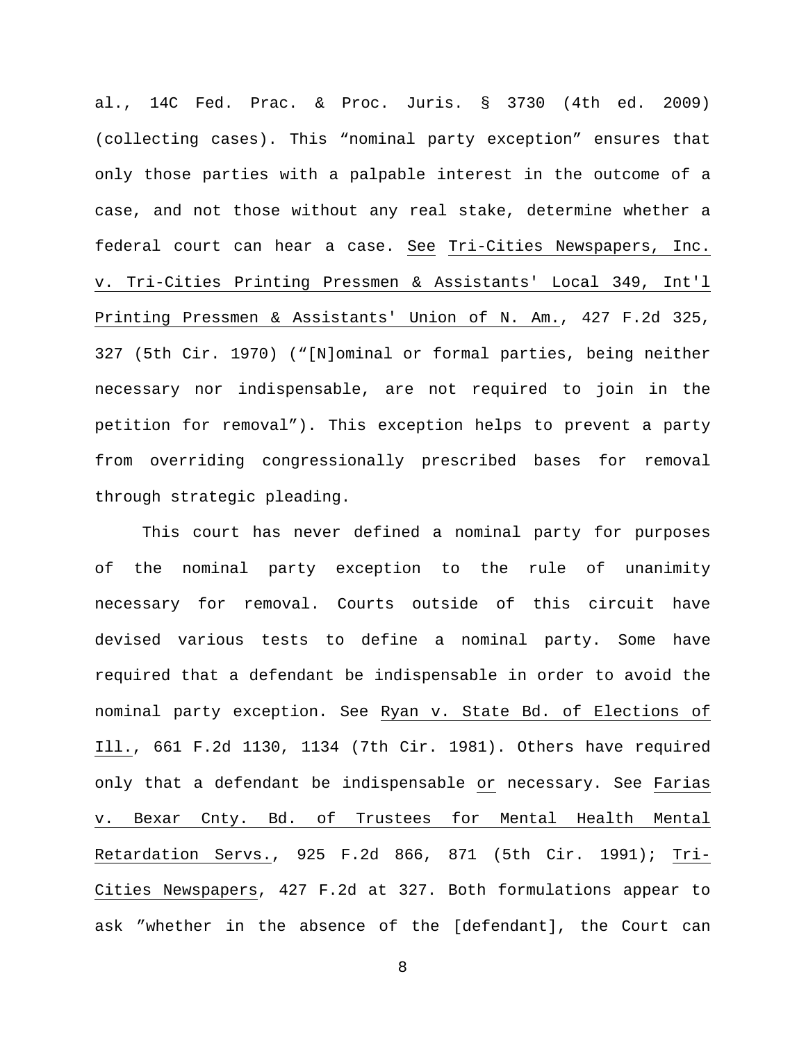al., 14C Fed. Prac. & Proc. Juris. § 3730 (4th ed. 2009) (collecting cases). This "nominal party exception" ensures that only those parties with a palpable interest in the outcome of a case, and not those without any real stake, determine whether a federal court can hear a case. See Tri-Cities Newspapers, Inc. v. Tri-Cities Printing Pressmen & Assistants' Local 349, Int'l Printing Pressmen & Assistants' Union of N. Am., 427 F.2d 325, 327 (5th Cir. 1970) ("[N]ominal or formal parties, being neither necessary nor indispensable, are not required to join in the petition for removal"). This exception helps to prevent a party from overriding congressionally prescribed bases for removal through strategic pleading.

This court has never defined a nominal party for purposes of the nominal party exception to the rule of unanimity necessary for removal. Courts outside of this circuit have devised various tests to define a nominal party. Some have required that a defendant be indispensable in order to avoid the nominal party exception. See Ryan v. State Bd. of Elections of Ill., 661 F.2d 1130, 1134 (7th Cir. 1981). Others have required only that a defendant be indispensable or necessary. See Farias v. Bexar Cnty. Bd. of Trustees for Mental Health Mental Retardation Servs., 925 F.2d 866, 871 (5th Cir. 1991); Tri-Cities Newspapers, 427 F.2d at 327. Both formulations appear to ask "whether in the absence of the [defendant], the Court can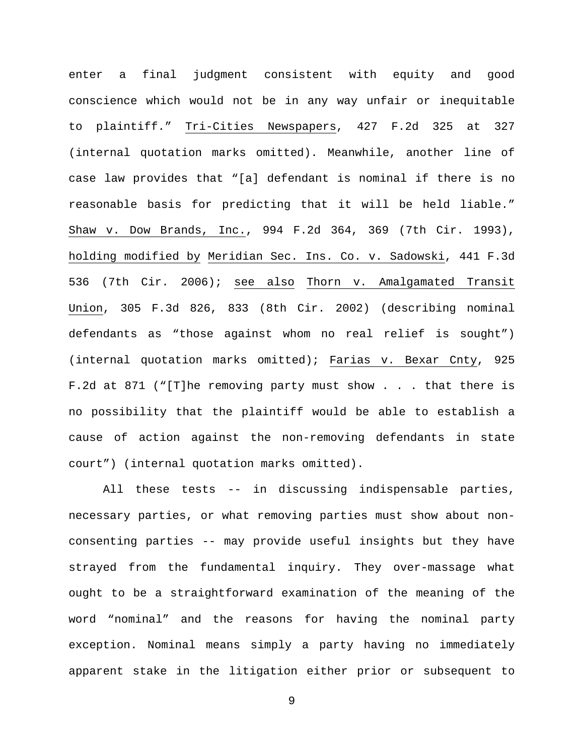enter a final judgment consistent with equity and good conscience which would not be in any way unfair or inequitable to plaintiff." Tri-Cities Newspapers, 427 F.2d 325 at 327 (internal quotation marks omitted). Meanwhile, another line of case law provides that "[a] defendant is nominal if there is no reasonable basis for predicting that it will be held liable." Shaw v. Dow Brands, Inc., 994 F.2d 364, 369 (7th Cir. 1993), holding modified by Meridian Sec. Ins. Co. v. Sadowski, 441 F.3d 536 (7th Cir. 2006); see also Thorn v. Amalgamated Transit Union, 305 F.3d 826, 833 (8th Cir. 2002) (describing nominal defendants as "those against whom no real relief is sought") (internal quotation marks omitted); Farias v. Bexar Cnty, 925 F.2d at 871 ("[T]he removing party must show . . . that there is no possibility that the plaintiff would be able to establish a cause of action against the non-removing defendants in state court") (internal quotation marks omitted).

All these tests -- in discussing indispensable parties, necessary parties, or what removing parties must show about non-consenting parties -- may provide useful insights but they have strayed from the fundamental inquiry. They over-massage what ought to be a straightforward examination of the meaning of the word "nominal" and the reasons for having the nominal party exception. Nominal means simply a party having no immediately apparent stake in the litigation either prior or subsequent to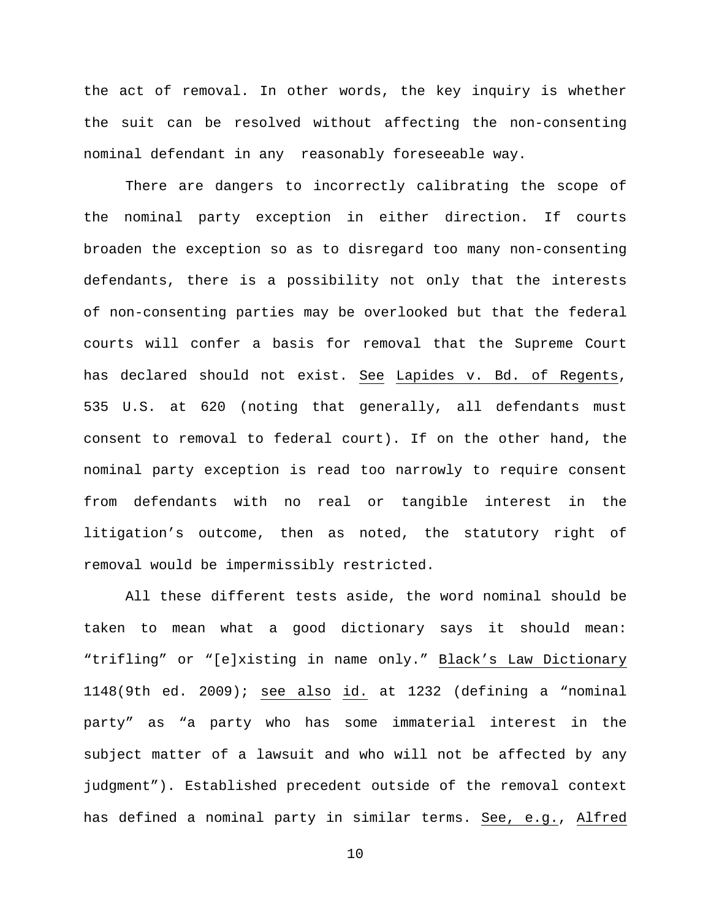the act of removal. In other words, the key inquiry is whether the suit can be resolved without affecting the non-consenting nominal defendant in any reasonably foreseeable way.

There are dangers to incorrectly calibrating the scope of the nominal party exception in either direction. If courts broaden the exception so as to disregard too many non-consenting defendants, there is a possibility not only that the interests of non-consenting parties may be overlooked but that the federal courts will confer a basis for removal that the Supreme Court has declared should not exist. See Lapides v. Bd. of Regents, 535 U.S. at 620 (noting that generally, all defendants must consent to removal to federal court). If on the other hand, the nominal party exception is read too narrowly to require consent from defendants with no real or tangible interest in the litigation's outcome, then as noted, the statutory right of removal would be impermissibly restricted.

All these different tests aside, the word nominal should be taken to mean what a good dictionary says it should mean: "trifling" or "[e]xisting in name only." Black's Law Dictionary 1148(9th ed. 2009); see also id. at 1232 (defining a "nominal party" as "a party who has some immaterial interest in the subject matter of a lawsuit and who will not be affected by any judgment"). Established precedent outside of the removal context has defined a nominal party in similar terms. See, e.g., Alfred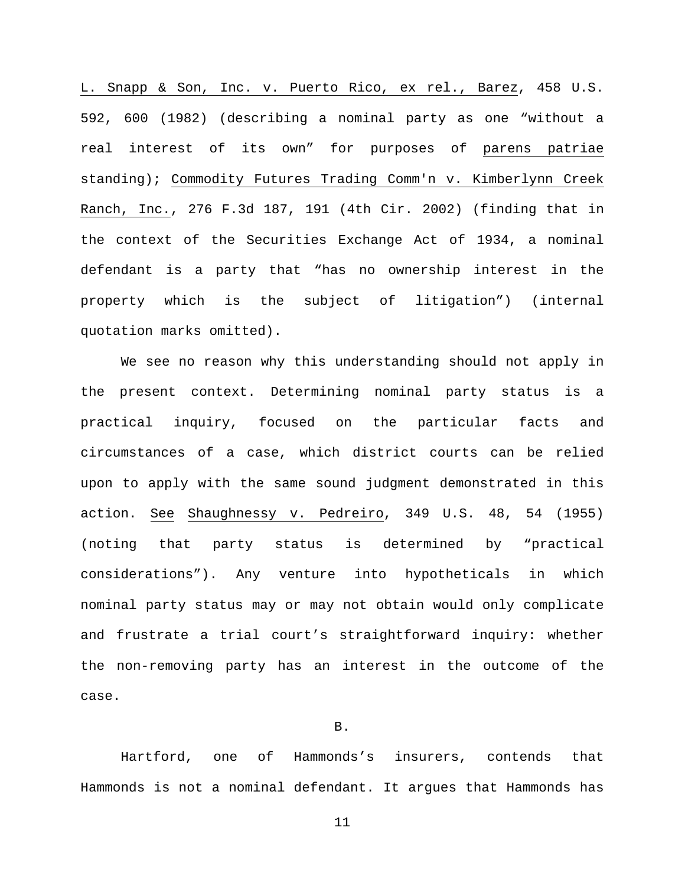L. Snapp & Son, Inc. v. Puerto Rico, ex rel., Barez, 458 U.S. 592, 600 (1982) (describing a nominal party as one "without a real interest of its own" for purposes of parens patriae standing); Commodity Futures Trading Comm'n v. Kimberlynn Creek Ranch, Inc., 276 F.3d 187, 191 (4th Cir. 2002) (finding that in the context of the Securities Exchange Act of 1934, a nominal defendant is a party that "has no ownership interest in the property which is the subject of litigation") (internal quotation marks omitted).

We see no reason why this understanding should not apply in the present context. Determining nominal party status is a practical inquiry, focused on the particular facts and circumstances of a case, which district courts can be relied upon to apply with the same sound judgment demonstrated in this action. See Shaughnessy v. Pedreiro, 349 U.S. 48, 54 (1955) (noting that party status is determined by "practical considerations"). Any venture into hypotheticals in which nominal party status may or may not obtain would only complicate and frustrate a trial court's straightforward inquiry: whether the non-removing party has an interest in the outcome of the case.

### B.

Hartford, one of Hammonds's insurers, contends that Hammonds is not a nominal defendant. It argues that Hammonds has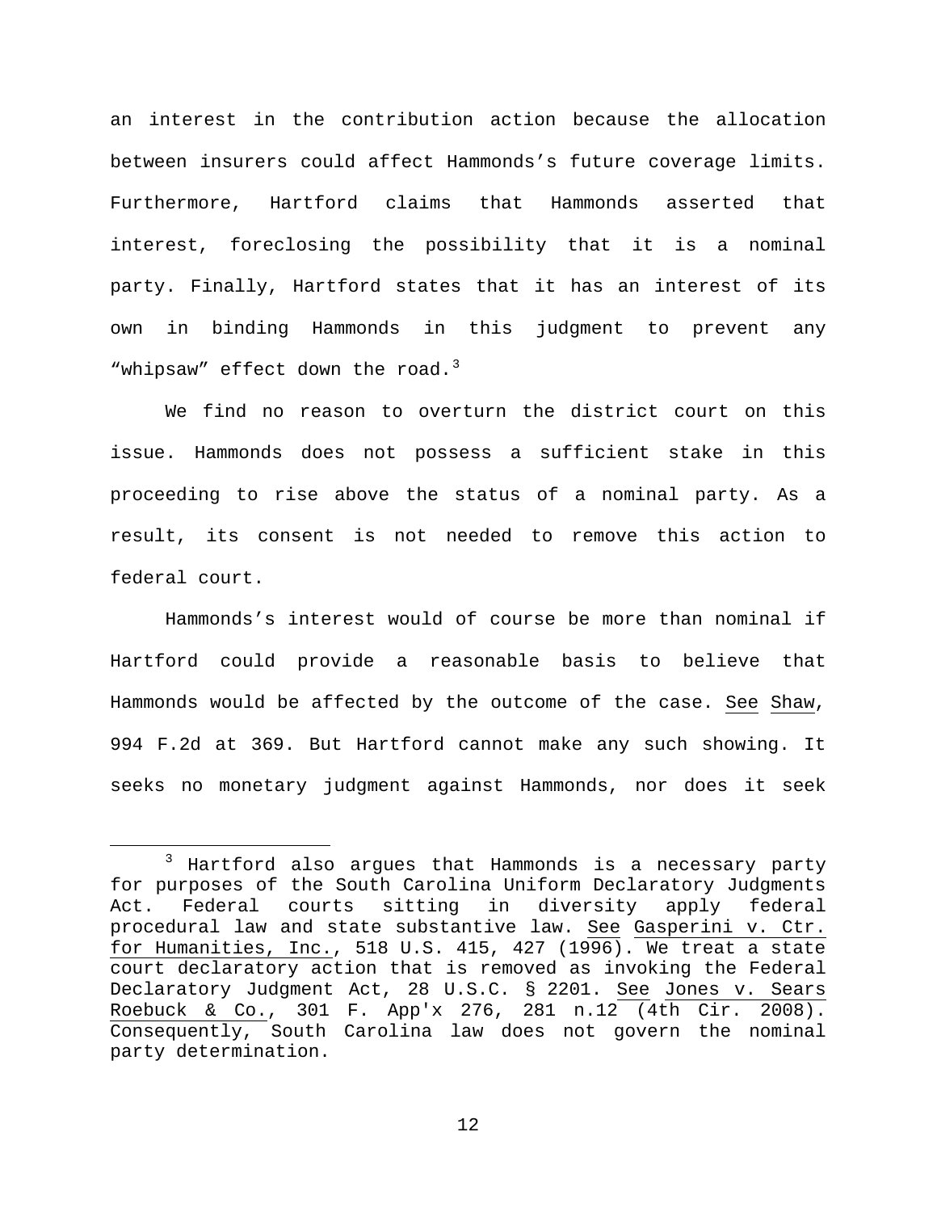an interest in the contribution action because the allocation between insurers could affect Hammonds's future coverage limits. Furthermore, Hartford claims that Hammonds asserted that interest, foreclosing the possibility that it is a nominal party. Finally, Hartford states that it has an interest of its own in binding Hammonds in this judgment to prevent any "whipsaw" effect down the road.[3]

We find no reason to overturn the district court on this issue. Hammonds does not possess a sufficient stake in this proceeding to rise above the status of a nominal party. As a result, its consent is not needed to remove this action to federal court.

Hammonds's interest would of course be more than nominal if Hartford could provide a reasonable basis to believe that Hammonds would be affected by the outcome of the case. See Shaw, 994 F.2d at 369. But Hartford cannot make any such showing. It seeks no monetary judgment against Hammonds, nor does it seek

---

[3] Hartford also argues that Hammonds is a necessary party for purposes of the South Carolina Uniform Declaratory Judgments Act. Federal courts sitting in diversity apply federal procedural law and state substantive law. See Gasperini v. Ctr. for Humanities, Inc., 518 U.S. 415, 427 (1996). We treat a state court declaratory action that is removed as invoking the Federal Declaratory Judgment Act, 28 U.S.C. § 2201. See Jones v. Sears Roebuck & Co., 301 F. App'x 276, 281 n.12 (4th Cir. 2008). Consequently, South Carolina law does not govern the nominal party determination.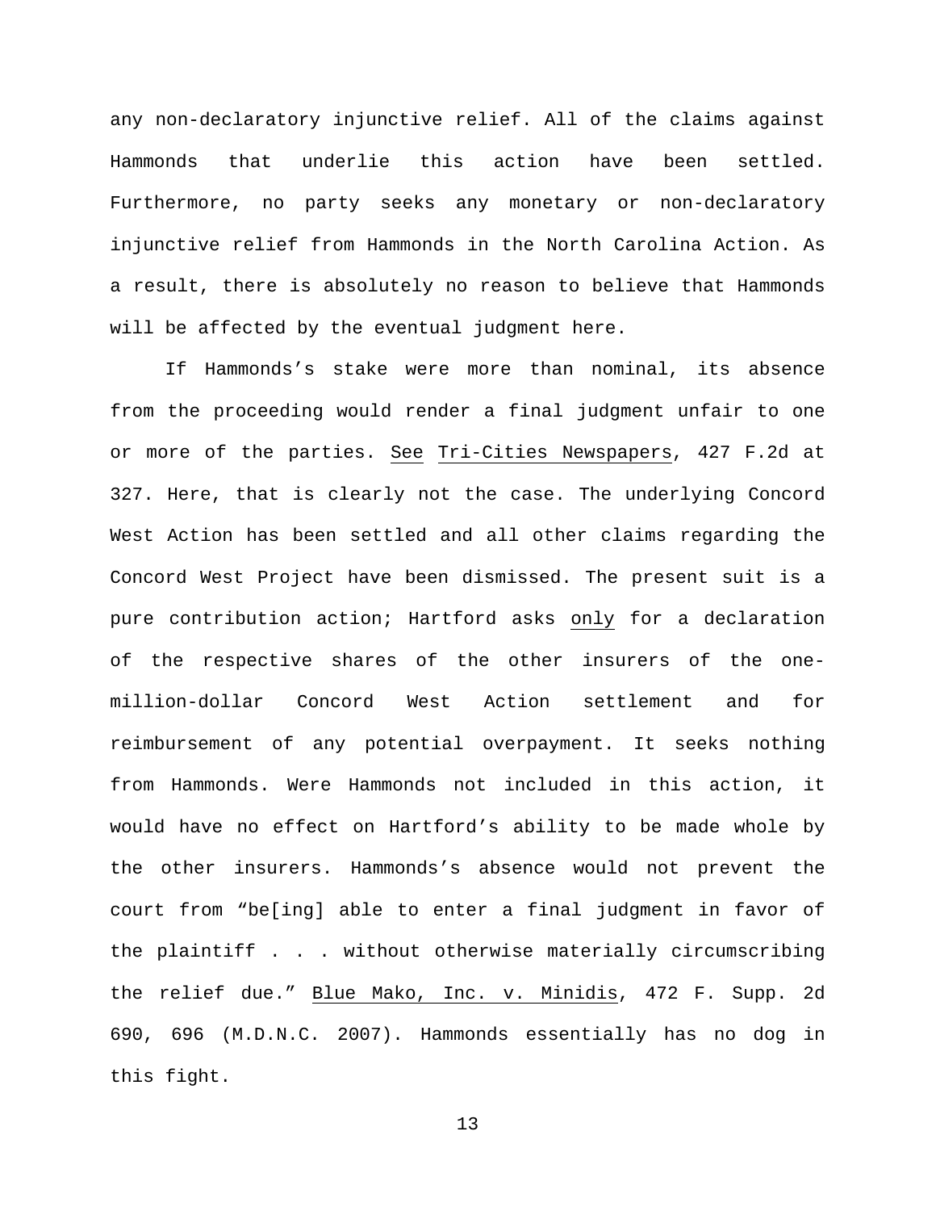any non-declaratory injunctive relief. All of the claims against Hammonds that underlie this action have been settled. Furthermore, no party seeks any monetary or non-declaratory injunctive relief from Hammonds in the North Carolina Action. As a result, there is absolutely no reason to believe that Hammonds will be affected by the eventual judgment here.

If Hammonds's stake were more than nominal, its absence from the proceeding would render a final judgment unfair to one or more of the parties. See Tri-Cities Newspapers, 427 F.2d at 327. Here, that is clearly not the case. The underlying Concord West Action has been settled and all other claims regarding the Concord West Project have been dismissed. The present suit is a pure contribution action; Hartford asks only for a declaration of the respective shares of the other insurers of the one-million-dollar Concord West Action settlement and for reimbursement of any potential overpayment. It seeks nothing from Hammonds. Were Hammonds not included in this action, it would have no effect on Hartford's ability to be made whole by the other insurers. Hammonds's absence would not prevent the court from "be[ing] able to enter a final judgment in favor of the plaintiff . . . without otherwise materially circumscribing the relief due." Blue Mako, Inc. v. Minidis, 472 F. Supp. 2d 690, 696 (M.D.N.C. 2007). Hammonds essentially has no dog in this fight.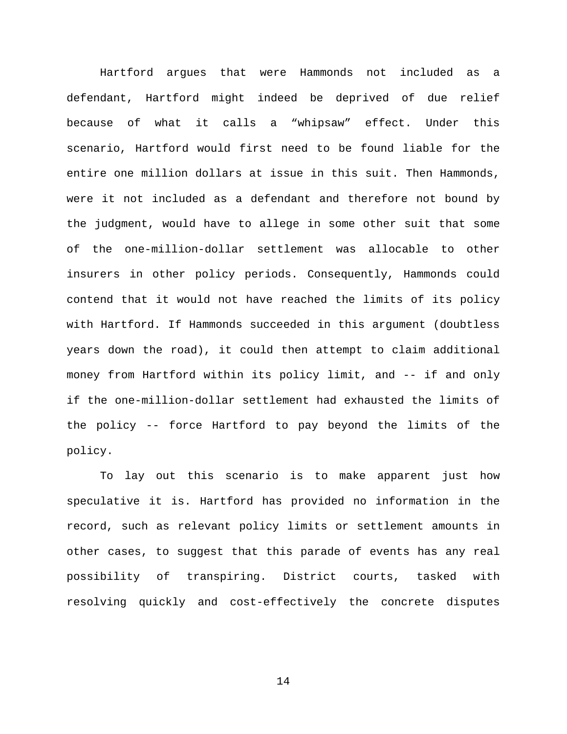Hartford argues that were Hammonds not included as a defendant, Hartford might indeed be deprived of due relief because of what it calls a “whipsaw” effect. Under this scenario, Hartford would first need to be found liable for the entire one million dollars at issue in this suit. Then Hammonds, were it not included as a defendant and therefore not bound by the judgment, would have to allege in some other suit that some of the one-million-dollar settlement was allocable to other insurers in other policy periods. Consequently, Hammonds could contend that it would not have reached the limits of its policy with Hartford. If Hammonds succeeded in this argument (doubtless years down the road), it could then attempt to claim additional money from Hartford within its policy limit, and -- if and only if the one-million-dollar settlement had exhausted the limits of the policy -- force Hartford to pay beyond the limits of the policy.

To lay out this scenario is to make apparent just how speculative it is. Hartford has provided no information in the record, such as relevant policy limits or settlement amounts in other cases, to suggest that this parade of events has any real possibility of transpiring. District courts, tasked with resolving quickly and cost-effectively the concrete disputes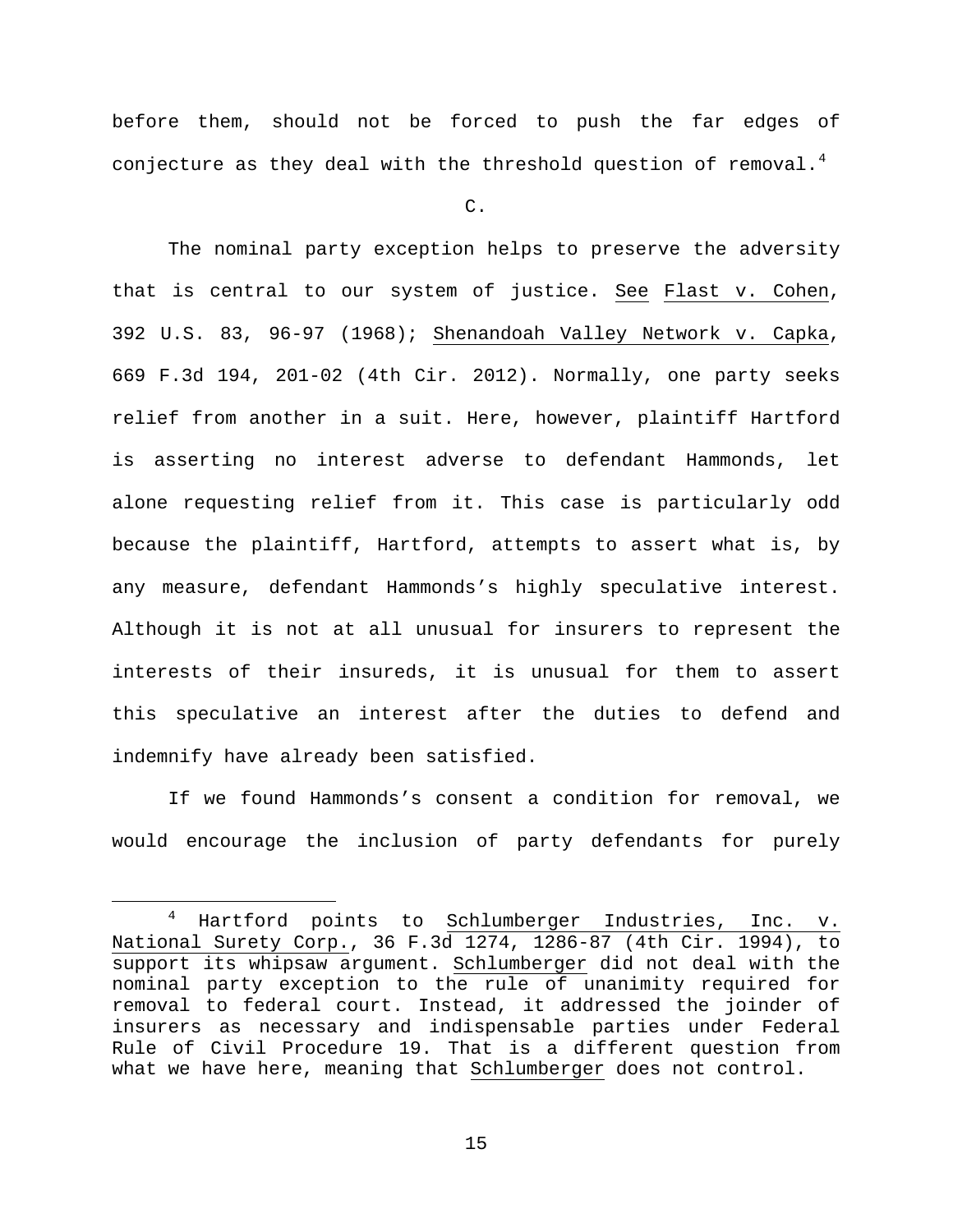before them, should not be forced to push the far edges of conjecture as they deal with the threshold question of removal.[4]

C.

The nominal party exception helps to preserve the adversity that is central to our system of justice. See Flast v. Cohen, 392 U.S. 83, 96-97 (1968); Shenandoah Valley Network v. Capka, 669 F.3d 194, 201-02 (4th Cir. 2012). Normally, one party seeks relief from another in a suit. Here, however, plaintiff Hartford is asserting no interest adverse to defendant Hammonds, let alone requesting relief from it. This case is particularly odd because the plaintiff, Hartford, attempts to assert what is, by any measure, defendant Hammonds's highly speculative interest. Although it is not at all unusual for insurers to represent the interests of their insureds, it is unusual for them to assert this speculative an interest after the duties to defend and indemnify have already been satisfied.

If we found Hammonds's consent a condition for removal, we would encourage the inclusion of party defendants for purely

---

[4] Hartford points to Schlumberger Industries, Inc. v. National Surety Corp., 36 F.3d 1274, 1286-87 (4th Cir. 1994), to support its whipsaw argument. Schlumberger did not deal with the nominal party exception to the rule of unanimity required for removal to federal court. Instead, it addressed the joinder of insurers as necessary and indispensable parties under Federal Rule of Civil Procedure 19. That is a different question from what we have here, meaning that Schlumberger does not control.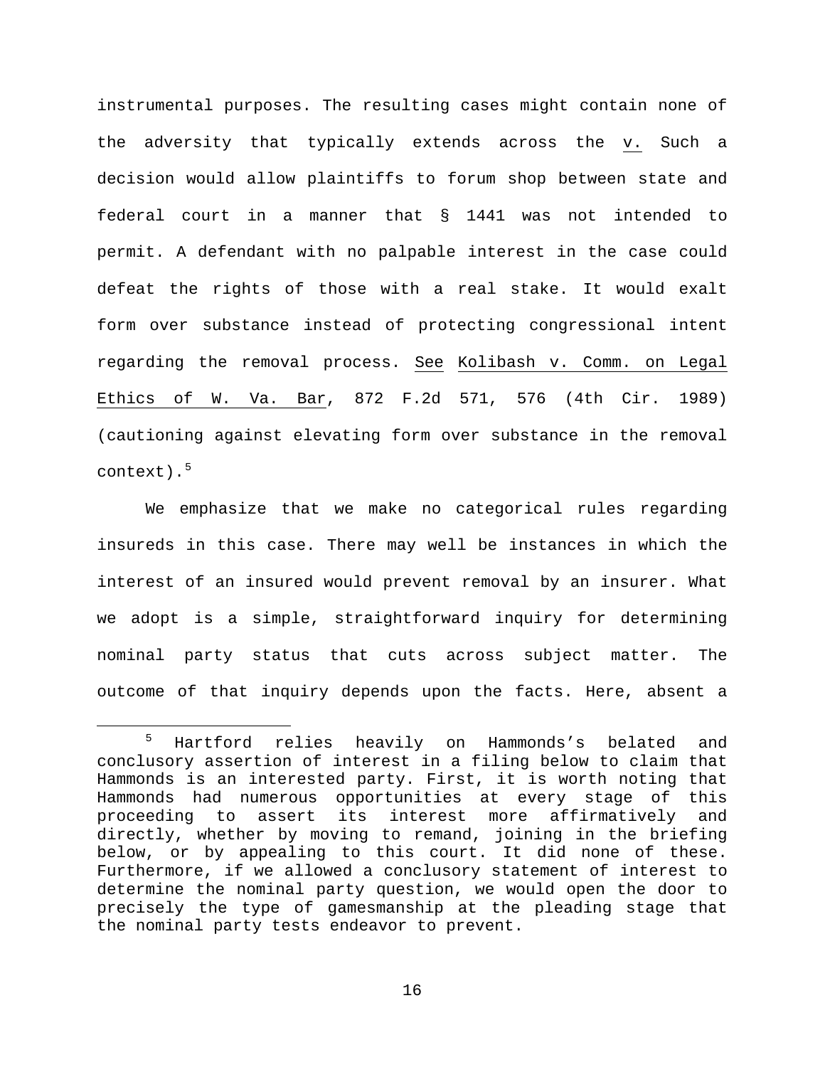instrumental purposes. The resulting cases might contain none of the adversity that typically extends across the v. Such a decision would allow plaintiffs to forum shop between state and federal court in a manner that § 1441 was not intended to permit. A defendant with no palpable interest in the case could defeat the rights of those with a real stake. It would exalt form over substance instead of protecting congressional intent regarding the removal process. See Kolibash v. Comm. on Legal Ethics of W. Va. Bar, 872 F.2d 571, 576 (4th Cir. 1989) (cautioning against elevating form over substance in the removal context).[5]

We emphasize that we make no categorical rules regarding insureds in this case. There may well be instances in which the interest of an insured would prevent removal by an insurer. What we adopt is a simple, straightforward inquiry for determining nominal party status that cuts across subject matter. The outcome of that inquiry depends upon the facts. Here, absent a

[5] Hartford relies heavily on Hammonds's belated and conclusory assertion of interest in a filing below to claim that Hammonds is an interested party. First, it is worth noting that Hammonds had numerous opportunities at every stage of this proceeding to assert its interest more affirmatively and directly, whether by moving to remand, joining in the briefing below, or by appealing to this court. It did none of these. Furthermore, if we allowed a conclusory statement of interest to determine the nominal party question, we would open the door to precisely the type of gamesmanship at the pleading stage that the nominal party tests endeavor to prevent.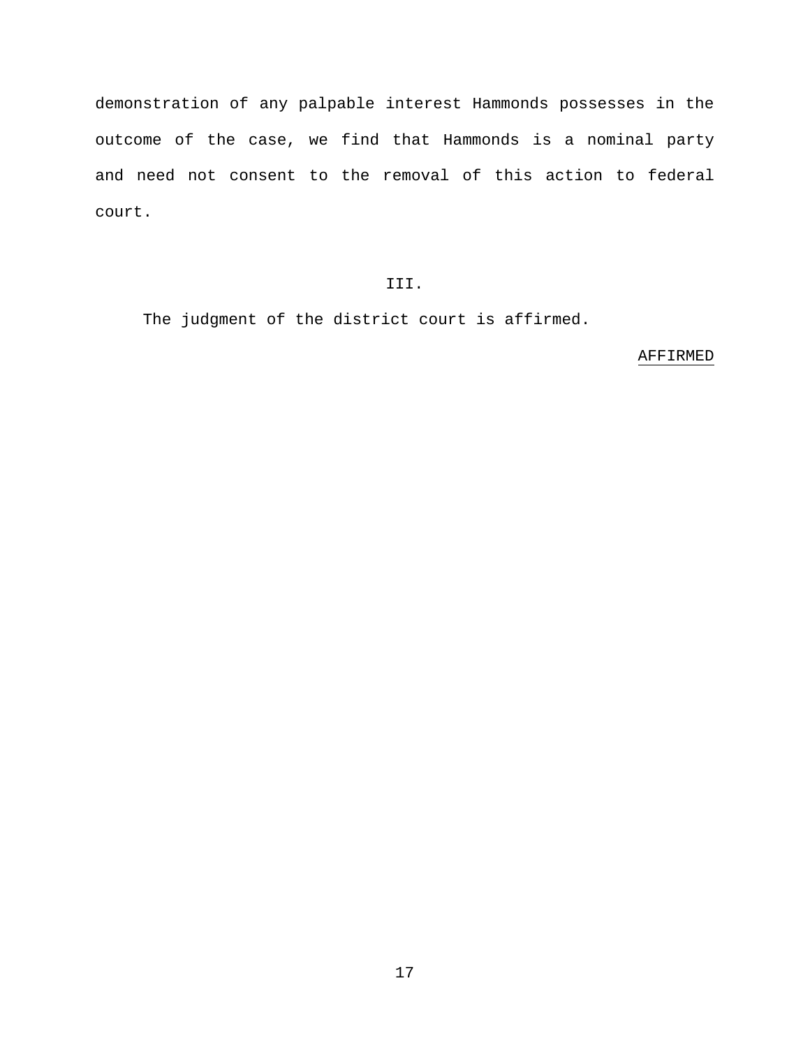demonstration of any palpable interest Hammonds possesses in the outcome of the case, we find that Hammonds is a nominal party and need not consent to the removal of this action to federal court.

## III.

The judgment of the district court is affirmed.

AFFIRMED